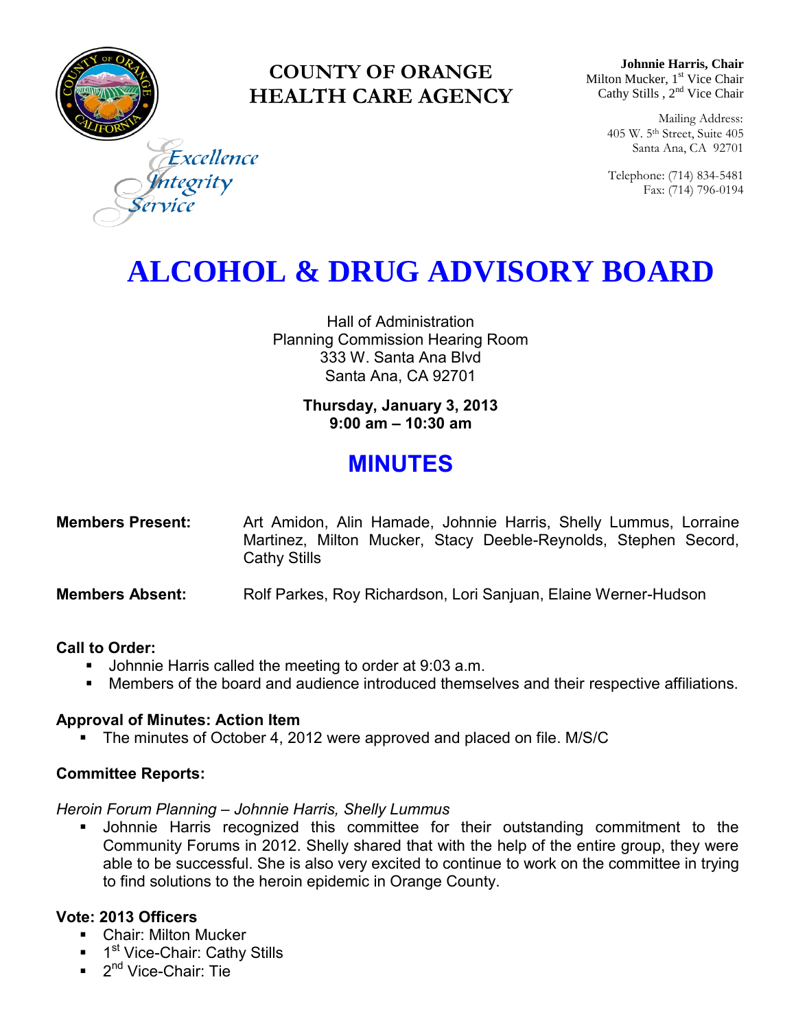# COUNTY OF ORANGE
# HEALTH CARE AGENCY

Excellence
Integrity
Service

**Johnnie Harris, Chair**
Milton Mucker, 1st Vice Chair
Cathy Stills , 2nd Vice Chair

Mailing Address:
405 W. 5th Street, Suite 405
Santa Ana, CA 92701

Telephone: (714) 834-5481
Fax: (714) 796-0194

# ALCOHOL & DRUG ADVISORY BOARD

Hall of Administration
Planning Commission Hearing Room
333 W. Santa Ana Blvd
Santa Ana, CA 92701

**Thursday, January 3, 2013**
**9:00 am – 10:30 am**

## MINUTES

**Members Present:** Art Amidon, Alin Hamade, Johnnie Harris, Shelly Lummus, Lorraine Martinez, Milton Mucker, Stacy Deeble-Reynolds, Stephen Secord, Cathy Stills

**Members Absent:** Rolf Parkes, Roy Richardson, Lori Sanjuan, Elaine Werner-Hudson

**Call to Order:**

- Johnnie Harris called the meeting to order at 9:03 a.m.
- Members of the board and audience introduced themselves and their respective affiliations.

**Approval of Minutes: Action Item**

- The minutes of October 4, 2012 were approved and placed on file. M/S/C

**Committee Reports:**

*Heroin Forum Planning – Johnnie Harris, Shelly Lummus*

- Johnnie Harris recognized this committee for their outstanding commitment to the Community Forums in 2012. Shelly shared that with the help of the entire group, they were able to be successful. She is also very excited to continue to work on the committee in trying to find solutions to the heroin epidemic in Orange County.

**Vote: 2013 Officers**

- Chair: Milton Mucker
- 1st Vice-Chair: Cathy Stills
- 2nd Vice-Chair: Tie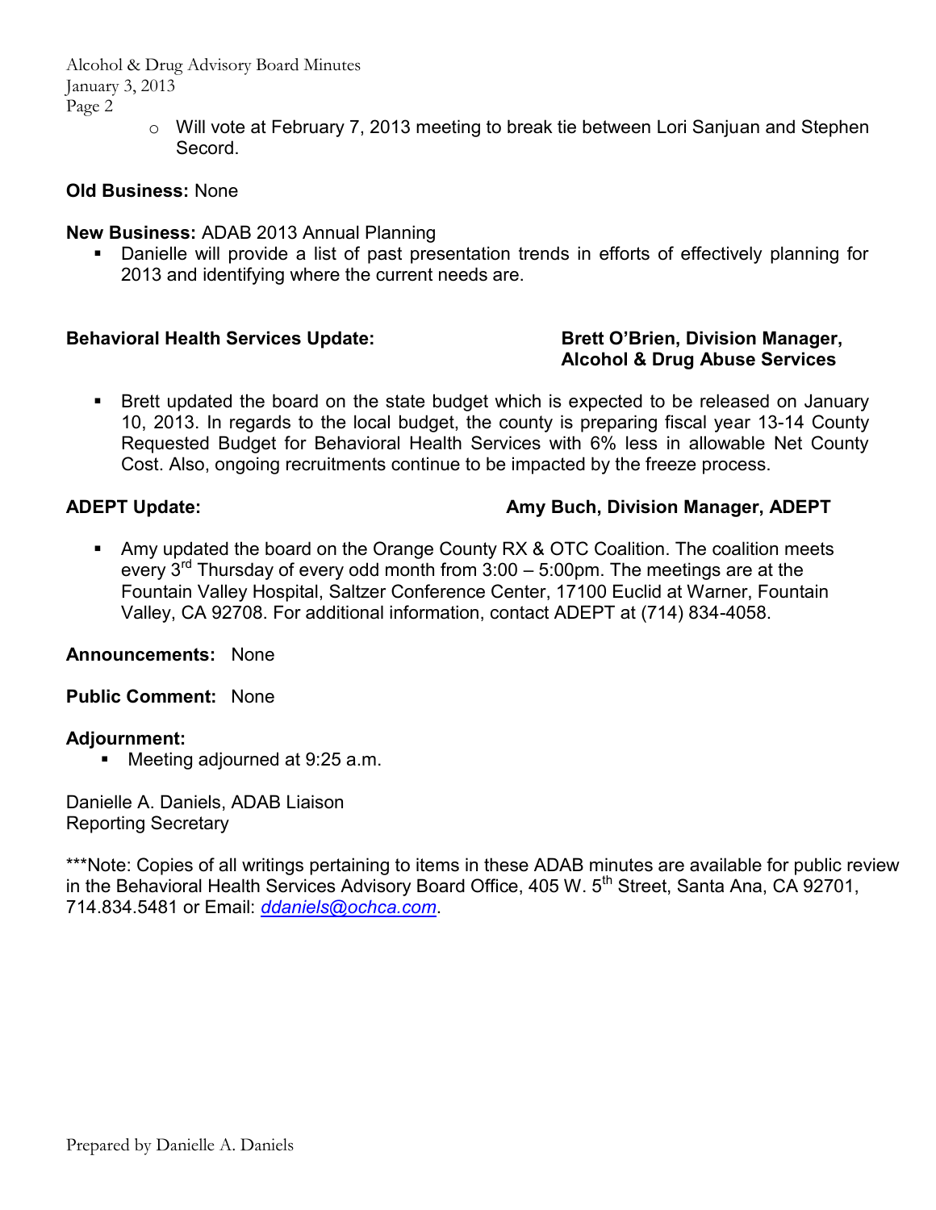- Will vote at February 7, 2013 meeting to break tie between Lori Sanjuan and Stephen Secord.

**Old Business:** None

**New Business:** ADAB 2013 Annual Planning

- Danielle will provide a list of past presentation trends in efforts of effectively planning for 2013 and identifying where the current needs are.

**Behavioral Health Services Update:** **Brett O'Brien, Division Manager, Alcohol & Drug Abuse Services**

- Brett updated the board on the state budget which is expected to be released on January 10, 2013. In regards to the local budget, the county is preparing fiscal year 13-14 County Requested Budget for Behavioral Health Services with 6% less in allowable Net County Cost. Also, ongoing recruitments continue to be impacted by the freeze process.

**ADEPT Update:** **Amy Buch, Division Manager, ADEPT**

- Amy updated the board on the Orange County RX & OTC Coalition. The coalition meets every 3rd Thursday of every odd month from 3:00 – 5:00pm. The meetings are at the Fountain Valley Hospital, Saltzer Conference Center, 17100 Euclid at Warner, Fountain Valley, CA 92708. For additional information, contact ADEPT at (714) 834-4058.

**Announcements:** None

**Public Comment:** None

**Adjournment:**

- Meeting adjourned at 9:25 a.m.

Danielle A. Daniels, ADAB Liaison
Reporting Secretary

***Note: Copies of all writings pertaining to items in these ADAB minutes are available for public review in the Behavioral Health Services Advisory Board Office, 405 W. 5th Street, Santa Ana, CA 92701, 714.834.5481 or Email: *ddaniels@ochca.com*.

Prepared by Danielle A. Daniels